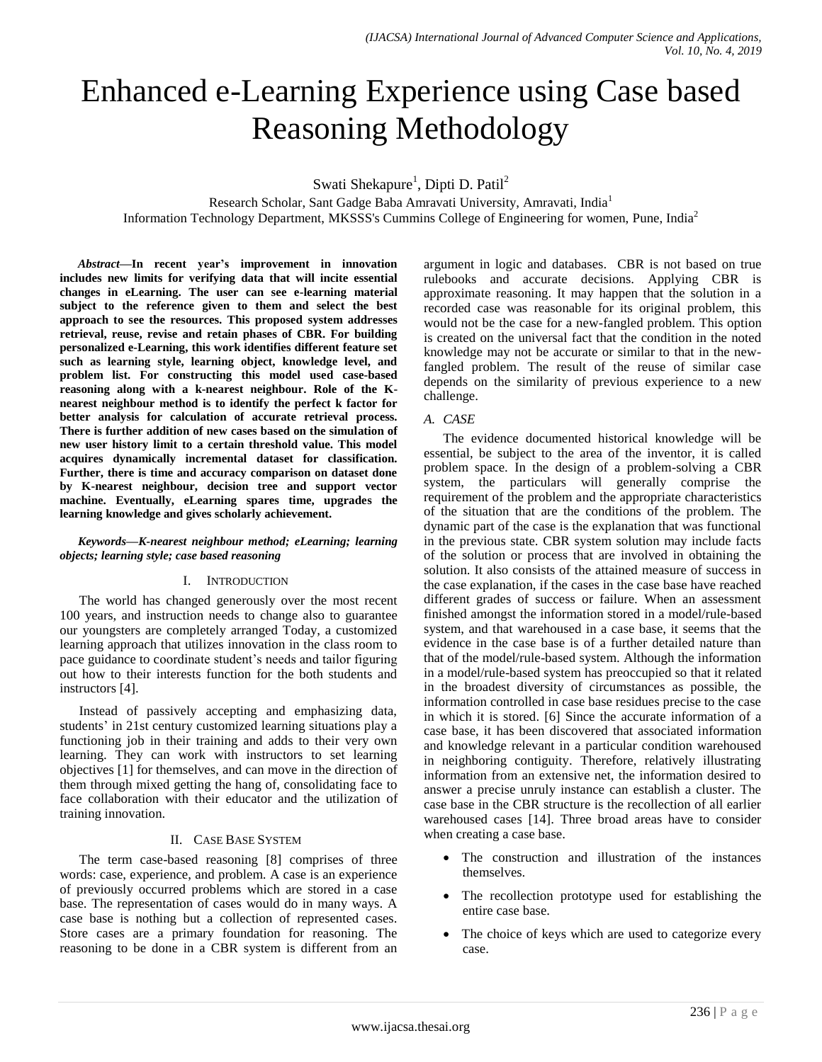# Enhanced e-Learning Experience using Case based Reasoning Methodology

Swati Shekapure[1], Dipti D. Patil[2]

Research Scholar, Sant Gadge Baba Amravati University, Amravati, India[1]

Information Technology Department, MKSSS's Cummins College of Engineering for women, Pune, India[2]

***Abstract*—In recent year's improvement in innovation includes new limits for verifying data that will incite essential changes in eLearning. The user can see e-learning material subject to the reference given to them and select the best approach to see the resources. This proposed system addresses retrieval, reuse, revise and retain phases of CBR. For building personalized e-Learning, this work identifies different feature set such as learning style, learning object, knowledge level, and problem list. For constructing this model used case-based reasoning along with a k-nearest neighbour. Role of the K-nearest neighbour method is to identify the perfect k factor for better analysis for calculation of accurate retrieval process. There is further addition of new cases based on the simulation of new user history limit to a certain threshold value. This model acquires dynamically incremental dataset for classification. Further, there is time and accuracy comparison on dataset done by K-nearest neighbour, decision tree and support vector machine. Eventually, eLearning spares time, upgrades the learning knowledge and gives scholarly achievement.**

***Keywords*—*K-nearest neighbour method; eLearning; learning objects; learning style; case based reasoning***

## I. Introduction

The world has changed generously over the most recent 100 years, and instruction needs to change also to guarantee our youngsters are completely arranged Today, a customized learning approach that utilizes innovation in the class room to pace guidance to coordinate student's needs and tailor figuring out how to their interests function for the both students and instructors [4].

Instead of passively accepting and emphasizing data, students' in 21st century customized learning situations play a functioning job in their training and adds to their very own learning. They can work with instructors to set learning objectives [1] for themselves, and can move in the direction of them through mixed getting the hang of, consolidating face to face collaboration with their educator and the utilization of training innovation.

## II. Case Base System

The term case-based reasoning [8] comprises of three words: case, experience, and problem. A case is an experience of previously occurred problems which are stored in a case base. The representation of cases would do in many ways. A case base is nothing but a collection of represented cases. Store cases are a primary foundation for reasoning. The reasoning to be done in a CBR system is different from an argument in logic and databases. CBR is not based on true rulebooks and accurate decisions. Applying CBR is approximate reasoning. It may happen that the solution in a recorded case was reasonable for its original problem, this would not be the case for a new-fangled problem. This option is created on the universal fact that the condition in the noted knowledge may not be accurate or similar to that in the new-fangled problem. The result of the reuse of similar case depends on the similarity of previous experience to a new challenge.

### A. *CASE*

The evidence documented historical knowledge will be essential, be subject to the area of the inventor, it is called problem space. In the design of a problem-solving a CBR system, the particulars will generally comprise the requirement of the problem and the appropriate characteristics of the situation that are the conditions of the problem. The dynamic part of the case is the explanation that was functional in the previous state. CBR system solution may include facts of the solution or process that are involved in obtaining the solution. It also consists of the attained measure of success in the case explanation, if the cases in the case base have reached different grades of success or failure. When an assessment finished amongst the information stored in a model/rule-based system, and that warehoused in a case base, it seems that the evidence in the case base is of a further detailed nature than that of the model/rule-based system. Although the information in a model/rule-based system has preoccupied so that it related in the broadest diversity of circumstances as possible, the information controlled in case base residues precise to the case in which it is stored. [6] Since the accurate information of a case base, it has been discovered that associated information and knowledge relevant in a particular condition warehoused in neighboring contiguity. Therefore, relatively illustrating information from an extensive net, the information desired to answer a precise unruly instance can establish a cluster. The case base in the CBR structure is the recollection of all earlier warehoused cases [14]. Three broad areas have to consider when creating a case base.

- The construction and illustration of the instances themselves.
- The recollection prototype used for establishing the entire case base.
- The choice of keys which are used to categorize every case.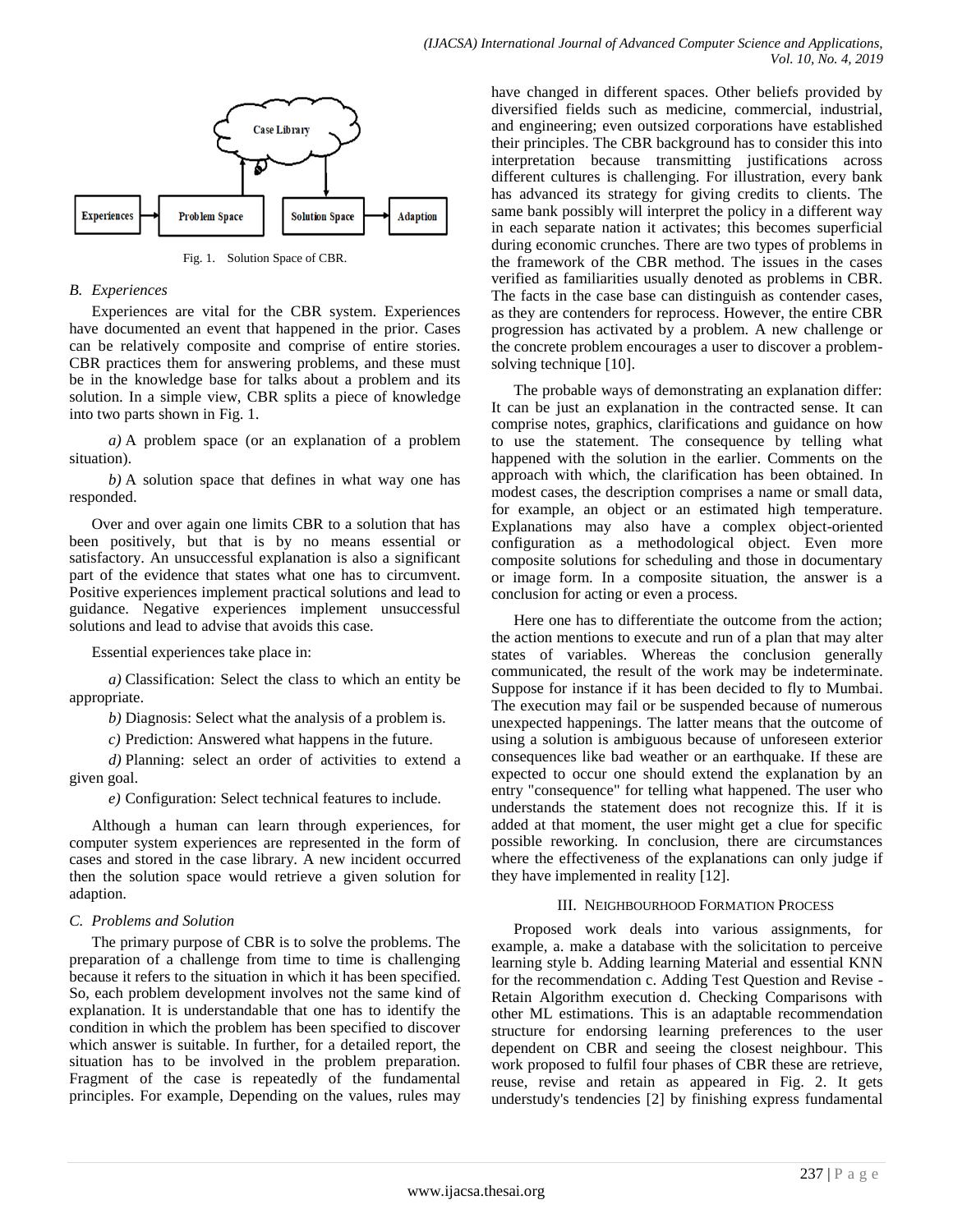Fig. 1. Solution Space of CBR.

### B. Experiences

Experiences are vital for the CBR system. Experiences have documented an event that happened in the prior. Cases can be relatively composite and comprise of entire stories. CBR practices them for answering problems, and these must be in the knowledge base for talks about a problem and its solution. In a simple view, CBR splits a piece of knowledge into two parts shown in Fig. 1.

*a)* A problem space (or an explanation of a problem situation).

*b)* A solution space that defines in what way one has responded.

Over and over again one limits CBR to a solution that has been positively, but that is by no means essential or satisfactory. An unsuccessful explanation is also a significant part of the evidence that states what one has to circumvent. Positive experiences implement practical solutions and lead to guidance. Negative experiences implement unsuccessful solutions and lead to advise that avoids this case.

Essential experiences take place in:

*a)* Classification: Select the class to which an entity be appropriate.

*b)* Diagnosis: Select what the analysis of a problem is.

*c)* Prediction: Answered what happens in the future.

*d)* Planning: select an order of activities to extend a given goal.

*e)* Configuration: Select technical features to include.

Although a human can learn through experiences, for computer system experiences are represented in the form of cases and stored in the case library. A new incident occurred then the solution space would retrieve a given solution for adaption.

### C. Problems and Solution

The primary purpose of CBR is to solve the problems. The preparation of a challenge from time to time is challenging because it refers to the situation in which it has been specified. So, each problem development involves not the same kind of explanation. It is understandable that one has to identify the condition in which the problem has been specified to discover which answer is suitable. In further, for a detailed report, the situation has to be involved in the problem preparation. Fragment of the case is repeatedly of the fundamental principles. For example, Depending on the values, rules may have changed in different spaces. Other beliefs provided by diversified fields such as medicine, commercial, industrial, and engineering; even outsized corporations have established their principles. The CBR background has to consider this into interpretation because transmitting justifications across different cultures is challenging. For illustration, every bank has advanced its strategy for giving credits to clients. The same bank possibly will interpret the policy in a different way in each separate nation it activates; this becomes superficial during economic crunches. There are two types of problems in the framework of the CBR method. The issues in the cases verified as familiarities usually denoted as problems in CBR. The facts in the case base can distinguish as contender cases, as they are contenders for reprocess. However, the entire CBR progression has activated by a problem. A new challenge or the concrete problem encourages a user to discover a problem-solving technique [10].

The probable ways of demonstrating an explanation differ: It can be just an explanation in the contracted sense. It can comprise notes, graphics, clarifications and guidance on how to use the statement. The consequence by telling what happened with the solution in the earlier. Comments on the approach with which, the clarification has been obtained. In modest cases, the description comprises a name or small data, for example, an object or an estimated high temperature. Explanations may also have a complex object-oriented configuration as a methodological object. Even more composite solutions for scheduling and those in documentary or image form. In a composite situation, the answer is a conclusion for acting or even a process.

Here one has to differentiate the outcome from the action; the action mentions to execute and run of a plan that may alter states of variables. Whereas the conclusion generally communicated, the result of the work may be indeterminate. Suppose for instance if it has been decided to fly to Mumbai. The execution may fail or be suspended because of numerous unexpected happenings. The latter means that the outcome of using a solution is ambiguous because of unforeseen exterior consequences like bad weather or an earthquake. If these are expected to occur one should extend the explanation by an entry "consequence" for telling what happened. The user who understands the statement does not recognize this. If it is added at that moment, the user might get a clue for specific possible reworking. In conclusion, there are circumstances where the effectiveness of the explanations can only judge if they have implemented in reality [12].

## III. Neighbourhood Formation Process

Proposed work deals into various assignments, for example, a. make a database with the solicitation to perceive learning style b. Adding learning Material and essential KNN for the recommendation c. Adding Test Question and Revise - Retain Algorithm execution d. Checking Comparisons with other ML estimations. This is an adaptable recommendation structure for endorsing learning preferences to the user dependent on CBR and seeing the closest neighbour. This work proposed to fulfil four phases of CBR these are retrieve, reuse, revise and retain as appeared in Fig. 2. It gets understudy's tendencies [2] by finishing express fundamental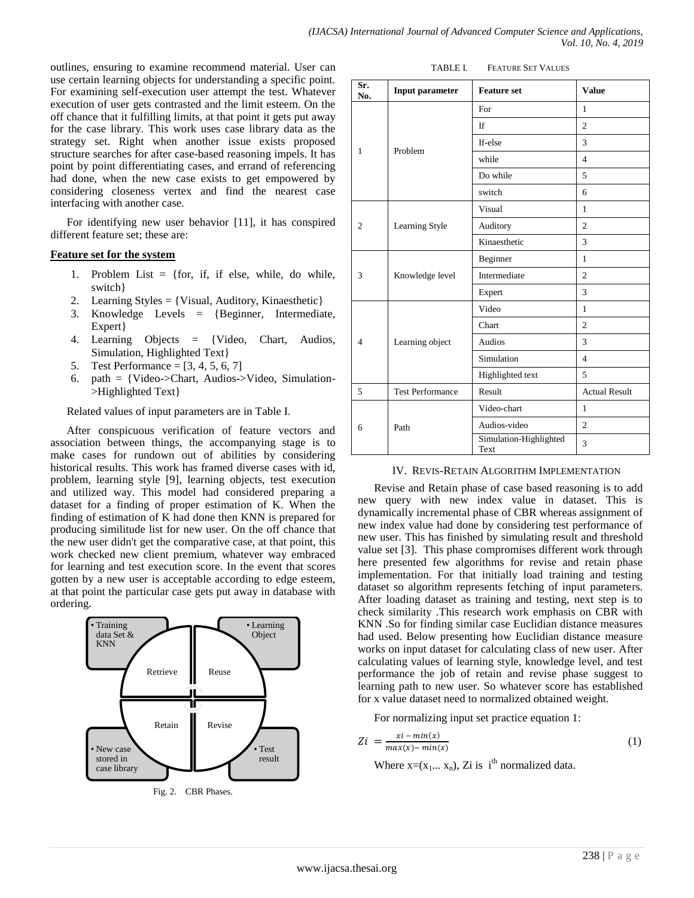outlines, ensuring to examine recommend material. User can use certain learning objects for understanding a specific point. For examining self-execution user attempt the test. Whatever execution of user gets contrasted and the limit esteem. On the off chance that it fulfilling limits, at that point it gets put away for the case library. This work uses case library data as the strategy set. Right when another issue exists proposed structure searches for after case-based reasoning impels. It has point by point differentiating cases, and errand of referencing had done, when the new case exists to get empowered by considering closeness vertex and find the nearest case interfacing with another case.

For identifying new user behavior [11], it has conspired different feature set; these are:

**Feature set for the system**

1. Problem List = {for, if, if else, while, do while, switch}
2. Learning Styles = {Visual, Auditory, Kinaesthetic}
3. Knowledge Levels = {Beginner, Intermediate, Expert}
4. Learning Objects = {Video, Chart, Audios, Simulation, Highlighted Text}
5. Test Performance = [3, 4, 5, 6, 7]
6. path = {Video->Chart, Audios->Video, Simulation->Highlighted Text}

Related values of input parameters are in Table I.

After conspicuous verification of feature vectors and association between things, the accompanying stage is to make cases for rundown out of abilities by considering historical results. This work has framed diverse cases with id, problem, learning style [9], learning objects, test execution and utilized way. This model had considered preparing a dataset for a finding of proper estimation of K. When the finding of estimation of K had done then KNN is prepared for producing similitude list for new user. On the off chance that the new user didn't get the comparative case, at that point, this work checked new client premium, whatever way embraced for learning and test execution score. In the event that scores gotten by a new user is acceptable according to edge esteem, at that point the particular case gets put away in database with ordering.

Fig. 2. CBR Phases.

TABLE I. FEATURE SET VALUES

| Sr. No. | Input parameter | Feature set | Value |
|---|---|---|---|
| 1 | Problem | For | 1 |
| | | If | 2 |
| | | If-else | 3 |
| | | while | 4 |
| | | Do while | 5 |
| | | switch | 6 |
| 2 | Learning Style | Visual | 1 |
| | | Auditory | 2 |
| | | Kinaesthetic | 3 |
| 3 | Knowledge level | Beginner | 1 |
| | | Intermediate | 2 |
| | | Expert | 3 |
| 4 | Learning object | Video | 1 |
| | | Chart | 2 |
| | | Audios | 3 |
| | | Simulation | 4 |
| | | Highlighted text | 5 |
| 5 | Test Performance | Result | Actual Result |
| 6 | Path | Video-chart | 1 |
| | | Audios-video | 2 |
| | | Simulation-Highlighted Text | 3 |

## IV. REVIS-RETAIN ALGORITHM IMPLEMENTATION

Revise and Retain phase of case based reasoning is to add new query with new index value in dataset. This is dynamically incremental phase of CBR whereas assignment of new index value had done by considering test performance of new user. This has finished by simulating result and threshold value set [3]. This phase compromises different work through here presented few algorithms for revise and retain phase implementation. For that initially load training and testing dataset so algorithm represents fetching of input parameters. After loading dataset as training and testing, next step is to check similarity .This research work emphasis on CBR with KNN .So for finding similar case Euclidian distance measures had used. Below presenting how Euclidian distance measure works on input dataset for calculating class of new user. After calculating values of learning style, knowledge level, and test performance the job of retain and revise phase suggest to learning path to new user. So whatever score has established for x value dataset need to normalized obtained weight.

For normalizing input set practice equation 1:

$$Zi = \frac{xi - min(x)}{max(x) - min(x)} \tag{1}$$

Where $x=(x_1... x_n)$, Zi is $i^{th}$ normalized data.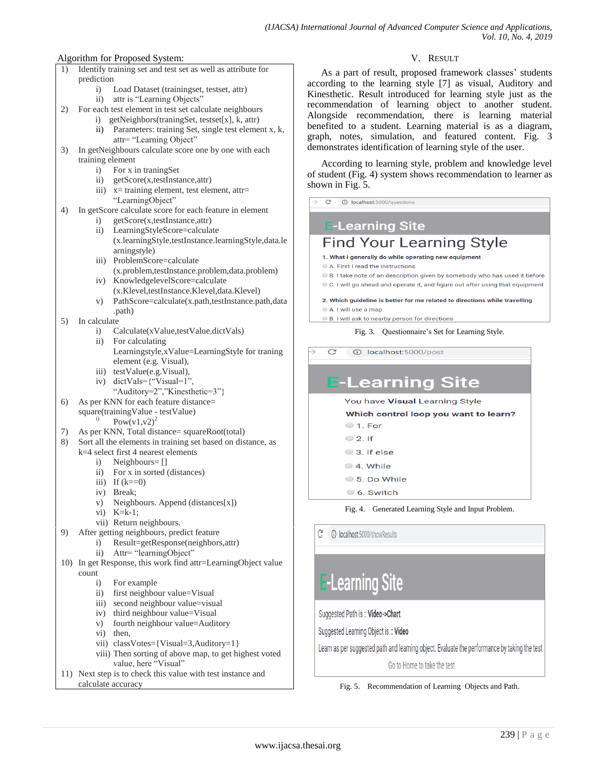Algorithm for Proposed System:

1) Identify training set and test set as well as attribute for prediction
   i) Load Dataset (trainingset, testset, attr)
   ii) attr is "Learning Objects"
2) For each test element in test set calculate neighbours
   i) getNeighbors(traningSet, testset[x], k, attr)
   ii) Parameters: training Set, single test element x, k, attr= "Learning Object"
3) In getNeighbours calculate score one by one with each training element
   i) For x in traningSet
   ii) getScore(x,testInstance,attr)
   iii) x= training element, test element, attr= "LearningObject"
4) In getScore calculate score for each feature in element
   i) getScore(x,testInstance,attr)
   ii) LearningStyleScore=calculate (x.learningStyle,testInstance.learningStyle,data.learningstyle)
   iii) ProblemScore=calculate (x.problem,testInstance.problem,data.problem)
   iv) KnowledgelevelScore=calculate (x.Klevel,testInstance.Klevel,data.Klevel)
   v) PathScore=calculate(x.path,testInstance.path,data.path)
5) In calculate
   i) Calculate(xValue,testValue,dictVals)
   ii) For calculating Learningstyle,xValue=LearningStyle for traning element (e.g. Visual),
   iii) testValue(e.g.Visual),
   iv) dictVals={"Visual=1", "Auditory=2","Kinesthetic=3"}
6) As per KNN for each feature distance= square(trainingValue - testValue)
   i) $Pow(v1,v2)^2$
7) As per KNN, Total distance= squareRoot(total)
8) Sort all the elements in training set based on distance, as k=4 select first 4 nearest elements
   i) Neighbours= []
   ii) For x in sorted (distances)
   iii) If (k==0)
   iv) Break;
   v) Neighbours. Append (distances[x])
   vi) K=k-1;
   vii) Return neighbours.
9) After getting neighbours, predict feature
   i) Result=getResponse(neighbors,attr)
   ii) Attr= "learningObject"
10) In get Response, this work find attr=LearningObject value count
    i) For example
    ii) first neighbour value=Visual
    iii) second neighbour value=visual
    iv) third neighbour value=Visual
    v) fourth neighbour value=Auditory
    vi) then,
    vii) classVotes={Visual=3,Auditory=1}
    viii) Then sorting of above map, to get highest voted value, here "Visual"
11) Next step is to check this value with test instance and calculate accuracy

## V. Result

As a part of result, proposed framework classes' students according to the learning style [7] as visual, Auditory and Kinesthetic. Result introduced for learning style just as the recommendation of learning object to another student. Alongside recommendation, there is learning material benefited to a student. Learning material is as a diagram, graph, notes, simulation, and featured content. Fig. 3 demonstrates identification of learning style of the user.

According to learning style, problem and knowledge level of student (Fig. 4) system shows recommendation to learner as shown in Fig. 5.

Fig. 3. Questionnaire's Set for Learning Style.

Fig. 4. Generated Learning Style and Input Problem.

Fig. 5. Recommendation of Learning Objects and Path.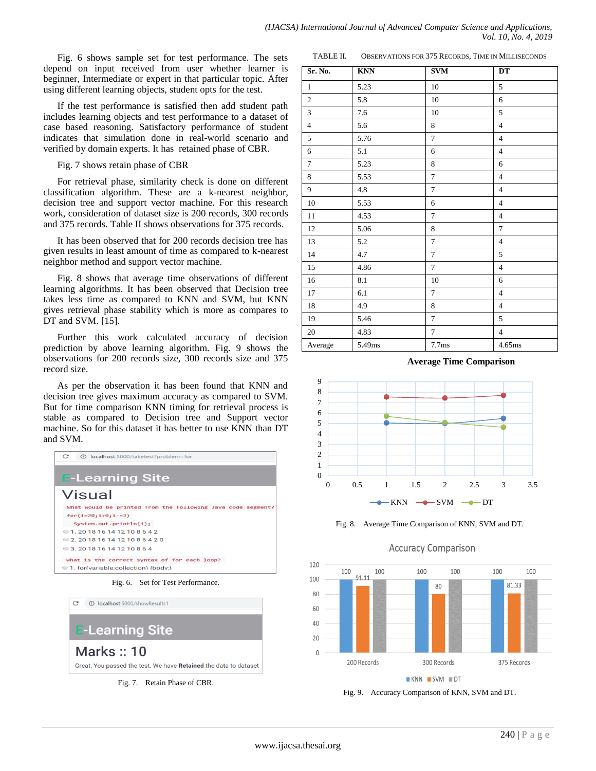Fig. 6 shows sample set for test performance. The sets depend on input received from user whether learner is beginner, Intermediate or expert in that particular topic. After using different learning objects, student opts for the test.

If the test performance is satisfied then add student path includes learning objects and test performance to a dataset of case based reasoning. Satisfactory performance of student indicates that simulation done in real-world scenario and verified by domain experts. It has retained phase of CBR.

Fig. 7 shows retain phase of CBR

For retrieval phase, similarity check is done on different classification algorithm. These are a k-nearest neighbor, decision tree and support vector machine. For this research work, consideration of dataset size is 200 records, 300 records and 375 records. Table II shows observations for 375 records.

It has been observed that for 200 records decision tree has given results in least amount of time as compared to k-nearest neighbor method and support vector machine.

Fig. 8 shows that average time observations of different learning algorithms. It has been observed that Decision tree takes less time as compared to KNN and SVM, but KNN gives retrieval phase stability which is more as compares to DT and SVM. [15].

Further this work calculated accuracy of decision prediction by above learning algorithm. Fig. 9 shows the observations for 200 records size, 300 records size and 375 record size.

As per the observation it has been found that KNN and decision tree gives maximum accuracy as compared to SVM. But for time comparison KNN timing for retrieval process is stable as compared to Decision tree and Support vector machine. So for this dataset it has better to use KNN than DT and SVM.

Fig. 6. Set for Test Performance.

Fig. 7. Retain Phase of CBR.

TABLE II. OBSERVATIONS FOR 375 RECORDS, TIME IN MILLISECONDS

| Sr. No. | KNN | SVM | DT |
|---|---|---|---|
| 1 | 5.23 | 10 | 5 |
| 2 | 5.8 | 10 | 6 |
| 3 | 7.6 | 10 | 5 |
| 4 | 5.6 | 8 | 4 |
| 5 | 5.76 | 7 | 4 |
| 6 | 5.1 | 6 | 4 |
| 7 | 5.23 | 8 | 6 |
| 8 | 5.53 | 7 | 4 |
| 9 | 4.8 | 7 | 4 |
| 10 | 5.53 | 6 | 4 |
| 11 | 4.53 | 7 | 4 |
| 12 | 5.06 | 8 | 7 |
| 13 | 5.2 | 7 | 4 |
| 14 | 4.7 | 7 | 5 |
| 15 | 4.86 | 7 | 4 |
| 16 | 8.1 | 10 | 6 |
| 17 | 6.1 | 7 | 4 |
| 18 | 4.9 | 8 | 4 |
| 19 | 5.46 | 7 | 5 |
| 20 | 4.83 | 7 | 4 |
| Average | 5.49ms | 7.7ms | 4.65ms |

Fig. 8. Average Time Comparison of KNN, SVM and DT.

Fig. 9. Accuracy Comparison of KNN, SVM and DT.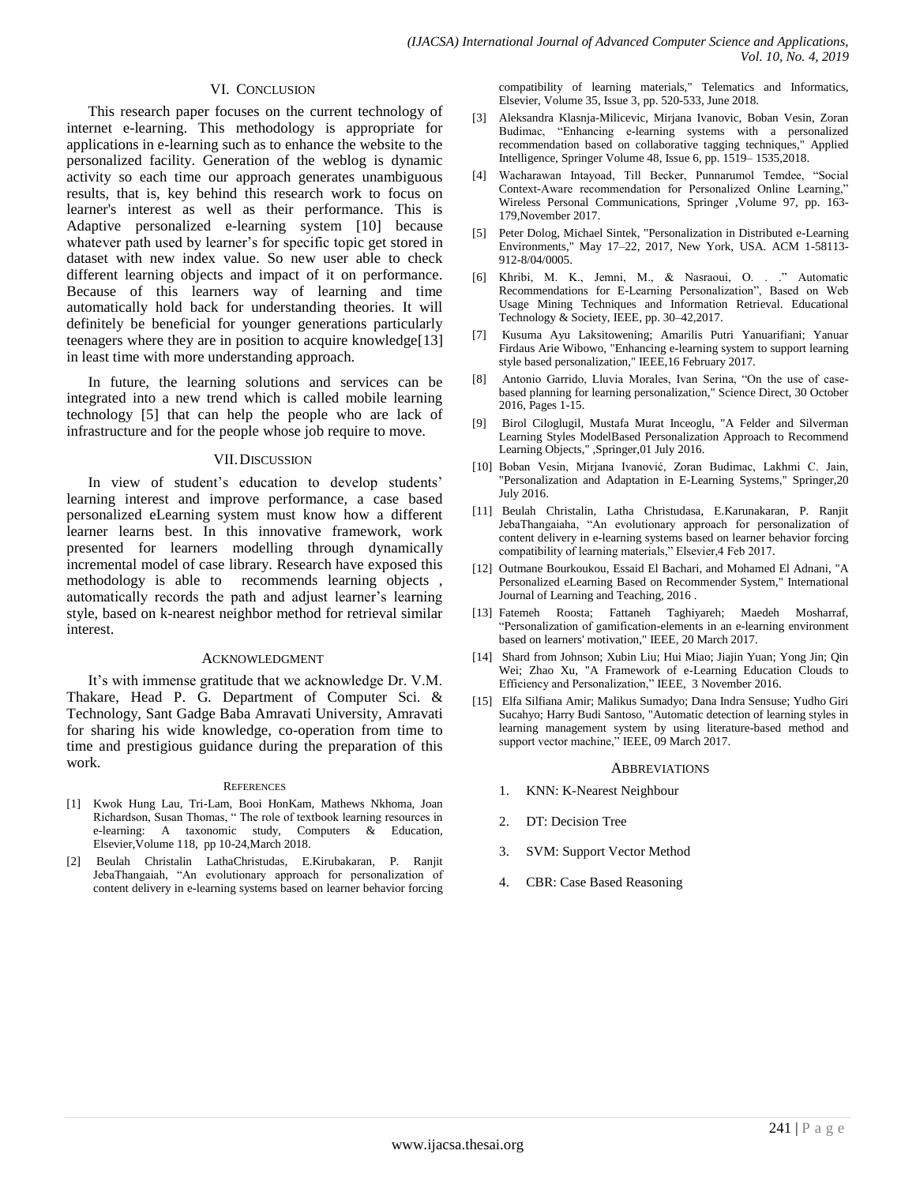## VI. Conclusion

This research paper focuses on the current technology of internet e-learning. This methodology is appropriate for applications in e-learning such as to enhance the website to the personalized facility. Generation of the weblog is dynamic activity so each time our approach generates unambiguous results, that is, key behind this research work to focus on learner's interest as well as their performance. This is Adaptive personalized e-learning system [10] because whatever path used by learner's for specific topic get stored in dataset with new index value. So new user able to check different learning objects and impact of it on performance. Because of this learners way of learning and time automatically hold back for understanding theories. It will definitely be beneficial for younger generations particularly teenagers where they are in position to acquire knowledge[13] in least time with more understanding approach.

In future, the learning solutions and services can be integrated into a new trend which is called mobile learning technology [5] that can help the people who are lack of infrastructure and for the people whose job require to move.

## VII. Discussion

In view of student's education to develop students' learning interest and improve performance, a case based personalized eLearning system must know how a different learner learns best. In this innovative framework, work presented for learners modelling through dynamically incremental model of case library. Research have exposed this methodology is able to recommends learning objects , automatically records the path and adjust learner's learning style, based on k-nearest neighbor method for retrieval similar interest.

## Acknowledgment

It's with immense gratitude that we acknowledge Dr. V.M. Thakare, Head P. G. Department of Computer Sci. & Technology, Sant Gadge Baba Amravati University, Amravati for sharing his wide knowledge, co-operation from time to time and prestigious guidance during the preparation of this work.

## References

[1] Kwok Hung Lau, Tri-Lam, Booi HonKam, Mathews Nkhoma, Joan Richardson, Susan Thomas, " The role of textbook learning resources in e-learning: A taxonomic study, Computers & Education, Elsevier,Volume 118, pp 10-24,March 2018.

[2] Beulah Christalin LathaChristudas, E.Kirubakaran, P. Ranjit JebaThangaiah, "An evolutionary approach for personalization of content delivery in e-learning systems based on learner behavior forcing compatibility of learning materials," Telematics and Informatics, Elsevier, Volume 35, Issue 3, pp. 520-533, June 2018.

[3] Aleksandra Klasnja-Milicevic, Mirjana Ivanovic, Boban Vesin, Zoran Budimac, "Enhancing e-learning systems with a personalized recommendation based on collaborative tagging techniques," Applied Intelligence, Springer Volume 48, Issue 6, pp. 1519– 1535,2018.

[4] Wacharawan Intayoad, Till Becker, Punnarumol Temdee, "Social Context-Aware recommendation for Personalized Online Learning," Wireless Personal Communications, Springer ,Volume 97, pp. 163-179,November 2017.

[5] Peter Dolog, Michael Sintek, "Personalization in Distributed e-Learning Environments," May 17–22, 2017, New York, USA. ACM 1-58113-912-8/04/0005.

[6] Khribi, M. K., Jemni, M., & Nasraoui, O. . ." Automatic Recommendations for E-Learning Personalization", Based on Web Usage Mining Techniques and Information Retrieval. Educational Technology & Society, IEEE, pp. 30–42,2017.

[7] Kusuma Ayu Laksitowening; Amarilis Putri Yanuarifiani; Yanuar Firdaus Arie Wibowo, "Enhancing e-learning system to support learning style based personalization," IEEE,16 February 2017.

[8] Antonio Garrido, Lluvia Morales, Ivan Serina, "On the use of case-based planning for learning personalization," Science Direct, 30 October 2016, Pages 1-15.

[9] Birol Ciloglugil, Mustafa Murat Inceoglu, "A Felder and Silverman Learning Styles ModelBased Personalization Approach to Recommend Learning Objects," ,Springer,01 July 2016.

[10] Boban Vesin, Mirjana Ivanović, Zoran Budimac, Lakhmi C. Jain, "Personalization and Adaptation in E-Learning Systems," Springer,20 July 2016.

[11] Beulah Christalin, Latha Christudasa, E.Karunakaran, P. Ranjit JebaThangaiaha, "An evolutionary approach for personalization of content delivery in e-learning systems based on learner behavior forcing compatibility of learning materials," Elsevier,4 Feb 2017.

[12] Outmane Bourkoukou, Essaid El Bachari, and Mohamed El Adnani, "A Personalized eLearning Based on Recommender System," International Journal of Learning and Teaching, 2016 .

[13] Fatemeh Roosta; Fattaneh Taghiyareh; Maedeh Mosharraf, "Personalization of gamification-elements in an e-learning environment based on learners' motivation," IEEE, 20 March 2017.

[14] Shard from Johnson; Xubin Liu; Hui Miao; Jiajin Yuan; Yong Jin; Qin Wei; Zhao Xu, "A Framework of e-Learning Education Clouds to Efficiency and Personalization," IEEE, 3 November 2016.

[15] Elfa Silfiana Amir; Malikus Sumadyo; Dana Indra Sensuse; Yudho Giri Sucahyo; Harry Budi Santoso, "Automatic detection of learning styles in learning management system by using literature-based method and support vector machine," IEEE, 09 March 2017.

## Abbreviations

1. KNN: K-Nearest Neighbour
2. DT: Decision Tree
3. SVM: Support Vector Method
4. CBR: Case Based Reasoning